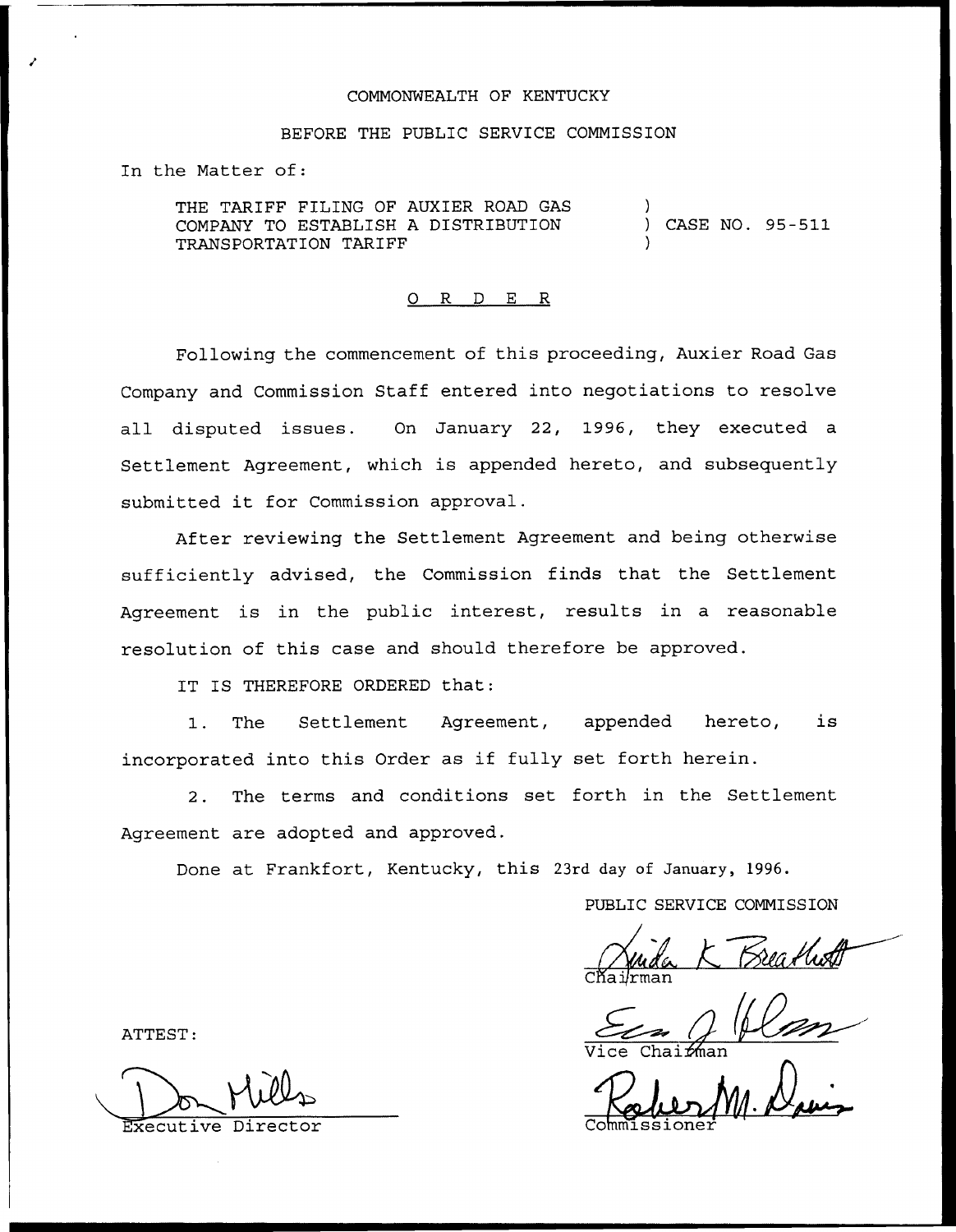COMMONWEALTH OF KENTUCKY

BEFORE THE PUBLIC SERVICE COMMISSION

In the Matter of:

THE TARIFF FILING OF AUXIER ROAD GAS COMPANY TO ESTABLISH A DISTRIBUTION TRANSPORTATION TARIFF ) CASE NO. 95-511

O R D E R

Following the commencement of this proceeding, Auxier Road Gas Company and Commission Staff entered into negotiations to resolve all disputed issues. On January 22, 1996, they executed a Settlement Agreement, which is appended hereto, and subsequently submitted it for Commission approval.

After reviewing the Settlement Agreement and being otherwise sufficiently advised, the Commission finds that the Settlement Agreement is in the public interest, results in a reasonable resolution of this case and should therefore be approved.

IT IS THEREFORE ORDERED that:

1. The Settlement Agreement, appended hereto, is incorporated into this Order as if fully set forth herein.

2. The terms and conditions set forth in the Settlement Agreement are adopted and approved.

Done at Frankfort, Kentucky, this 23rd day of January, 1996.

PUBLIC SERVICE COMMISSION

Chairman

Vice Chairman

Commissioner

ATTEST:

Executive Director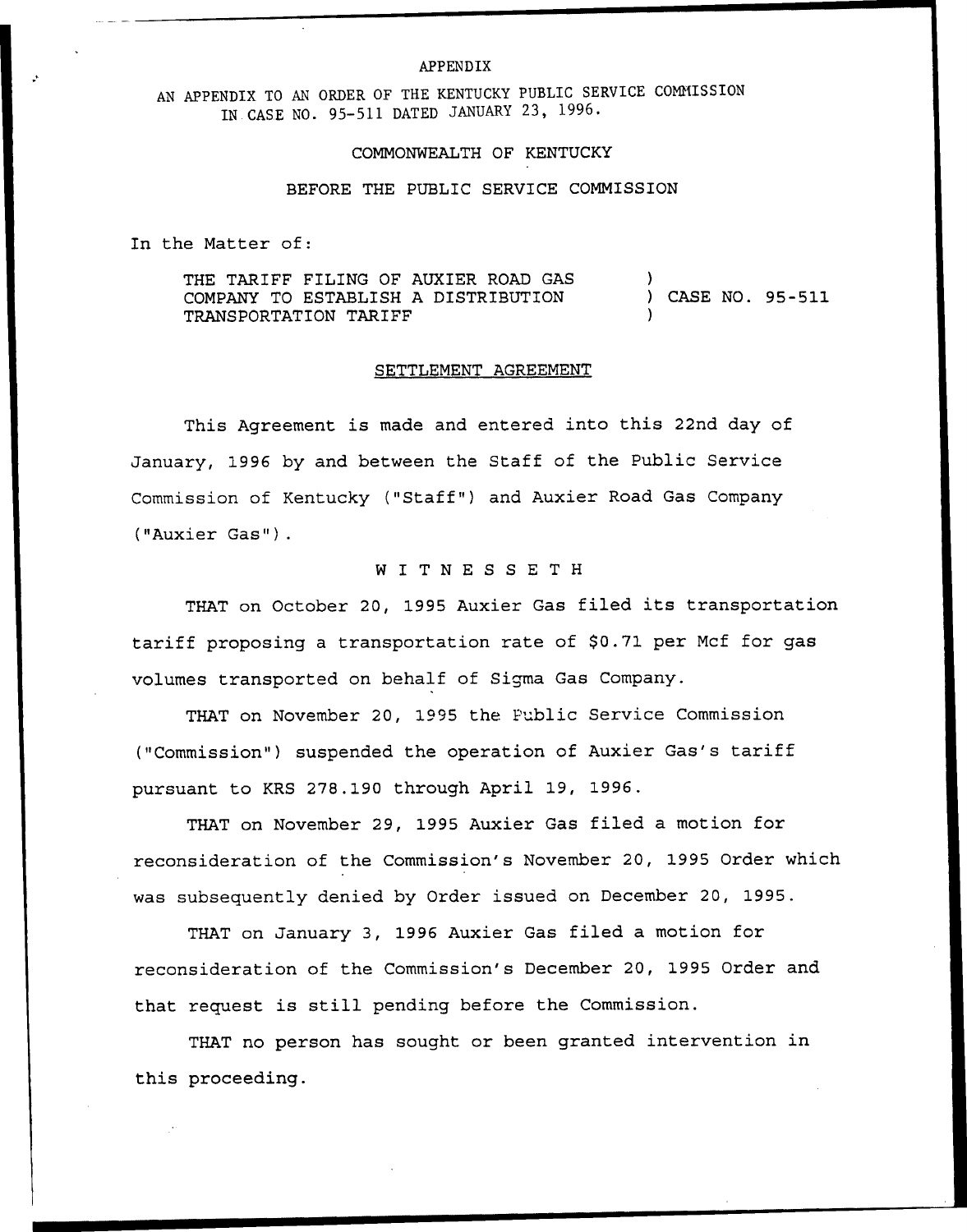APPENDIX

AN APPENDIX TO AN ORDER OF THE KENTUCKY PUBLIC SERVICE COMMISSION IN CASE NO. 95-511 DATED JANUARY 23, 1996.

COMMONWEALTH OF KENTUCKY

BEFORE THE PUBLIC SERVICE COMMISSION

In the Matter of:

THE TARIFF FILING OF AUXIER ROAD GAS COMPANY TO ESTABLISH A DISTRIBUTION TRANSPORTATION TARIFF ) CASE NO. 95-511

## SETTLEMENT AGREEMENT

This Agreement is made and entered into this 22nd day of January, 1996 by and between the Staff of the Public Service Commission of Kentucky ("Staff") and Auxier Road Gas Company ("Auxier Gas").

W I T N E S S E T H

THAT on October 20, 1995 Auxier Gas filed its transportation tariff proposing a transportation rate of $0.71 per Mcf for gas volumes transported on behalf of Sigma Gas Company.

THAT on November 20, 1995 the Public Service Commission ("Commission") suspended the operation of Auxier Gas's tariff pursuant to KRS 278.190 through April 19, 1996.

THAT on November 29, 1995 Auxier Gas filed a motion for reconsideration of the Commission's November 20, 1995 Order which was subsequently denied by Order issued on December 20, 1995.

THAT on January 3, 1996 Auxier Gas filed a motion for reconsideration of the Commission's December 20, 1995 Order and that request is still pending before the Commission.

THAT no person has sought or been granted intervention in this proceeding.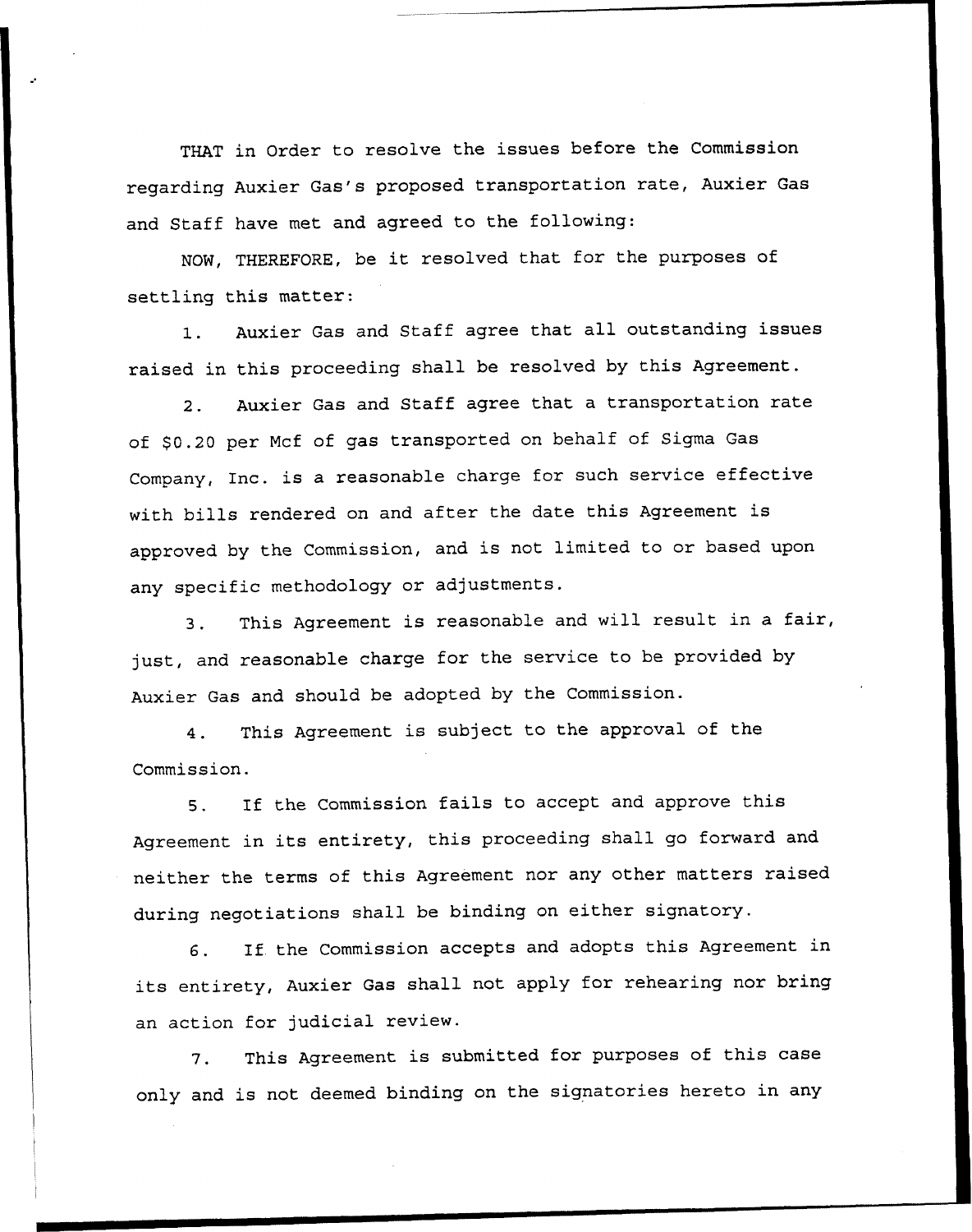THAT in Order to resolve the issues before the Commission regarding Auxier Gas's proposed transportation rate, Auxier Gas and Staff have met and agreed to the following:

NOW, THEREFORE, be it resolved that for the purposes of settling this matter:

1. Auxier Gas and Staff agree that all outstanding issues raised in this proceeding shall be resolved by this Agreement.

2. Auxier Gas and Staff agree that a transportation rate of $0.20 per Mcf of gas transported on behalf of Sigma Gas Company, Inc. is a reasonable charge for such service effective with bills rendered on and after the date this Agreement is approved by the Commission, and is not limited to or based upon any specific methodology or adjustments.

3. This Agreement is reasonable and will result in a fair, just, and reasonable charge for the service to be provided by Auxier Gas and should be adopted by the Commission.

4. This Agreement is subject to the approval of the Commission.

5. If the Commission fails to accept and approve this Agreement in its entirety, this proceeding shall go forward and neither the terms of this Agreement nor any other matters raised during negotiations shall be binding on either signatory.

6. If the Commission accepts and adopts this Agreement in its entirety, Auxier Gas shall not apply for rehearing nor bring an action for judicial review.

7. This Agreement is submitted for purposes of this case only and is not deemed binding on the signatories hereto in any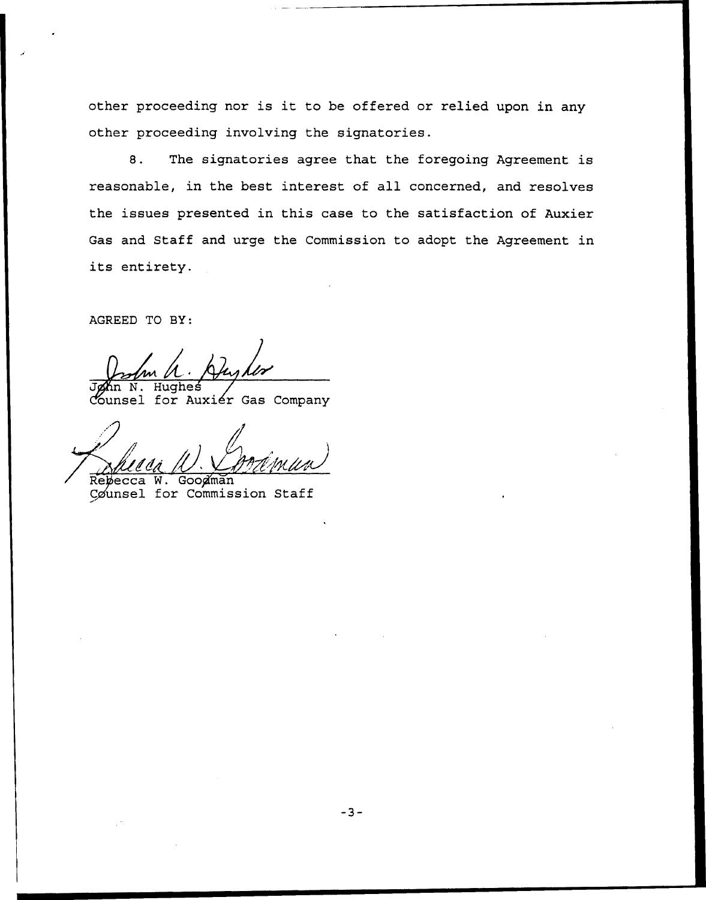other proceeding nor is it to be offered or relied upon in any other proceeding involving the signatories.

8. The signatories agree that the foregoing Agreement is reasonable, in the best interest of all concerned, and resolves the issues presented in this case to the satisfaction of Auxier Gas and Staff and urge the Commission to adopt the Agreement in its entirety.

AGREED TO BY:

John N. Hughes
Counsel for Auxier Gas Company

Rebecca W. Goodman
Counsel for Commission Staff